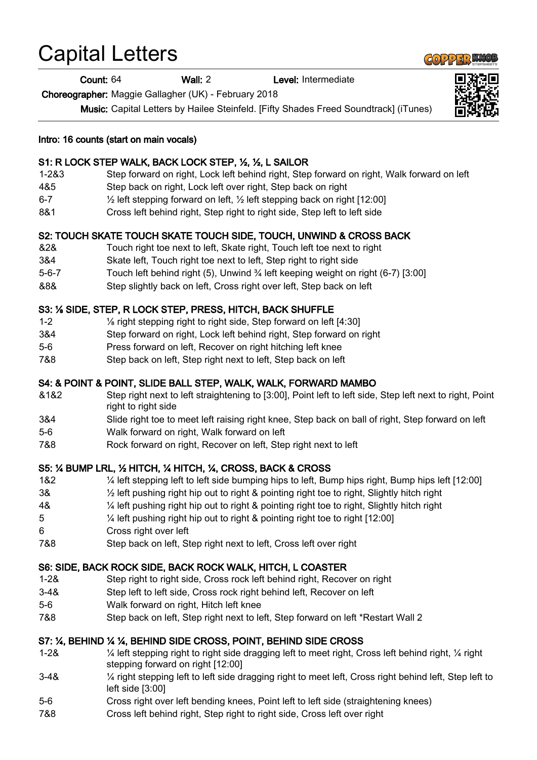# Capital Letters

**Count:** 64 **Wall:** 2 **Level:** Intermediate

**Choreographer:** Maggie Gallagher (UK) - February 2018

**Music:** Capital Letters by Hailee Steinfeld. [Fifty Shades Freed Soundtrack] (iTunes)

**Intro: 16 counts (start on main vocals)**

### S1: R LOCK STEP WALK, BACK LOCK STEP, ½, ½, L SAILOR

| | |
|---|---|
| 1-2&3 | Step forward on right, Lock left behind right, Step forward on right, Walk forward on left |
| 4&5 | Step back on right, Lock left over right, Step back on right |
| 6-7 | ½ left stepping forward on left, ½ left stepping back on right [12:00] |
| 8&1 | Cross left behind right, Step right to right side, Step left to left side |

### S2: TOUCH SKATE TOUCH SKATE TOUCH SIDE, TOUCH, UNWIND & CROSS BACK

| | |
|---|---|
| &2& | Touch right toe next to left, Skate right, Touch left toe next to right |
| 3&4 | Skate left, Touch right toe next to left, Step right to right side |
| 5-6-7 | Touch left behind right (5), Unwind ¾ left keeping weight on right (6-7) [3:00] |
| &8& | Step slightly back on left, Cross right over left, Step back on left |

### S3: ⅛ SIDE, STEP, R LOCK STEP, PRESS, HITCH, BACK SHUFFLE

| | |
|---|---|
| 1-2 | ⅛ right stepping right to right side, Step forward on left [4:30] |
| 3&4 | Step forward on right, Lock left behind right, Step forward on right |
| 5-6 | Press forward on left, Recover on right hitching left knee |
| 7&8 | Step back on left, Step right next to left, Step back on left |

### S4: & POINT & POINT, SLIDE BALL STEP, WALK, WALK, FORWARD MAMBO

| | |
|---|---|
| &1&2 | Step right next to left straightening to [3:00], Point left to left side, Step left next to right, Point right to right side |
| 3&4 | Slide right toe to meet left raising right knee, Step back on ball of right, Step forward on left |
| 5-6 | Walk forward on right, Walk forward on left |
| 7&8 | Rock forward on right, Recover on left, Step right next to left |

### S5: ¼ BUMP LRL, ½ HITCH, ¼ HITCH, ¼, CROSS, BACK & CROSS

| | |
|---|---|
| 1&2 | ¼ left stepping left to left side bumping hips to left, Bump hips right, Bump hips left [12:00] |
| 3& | ½ left pushing right hip out to right & pointing right toe to right, Slightly hitch right |
| 4& | ¼ left pushing right hip out to right & pointing right toe to right, Slightly hitch right |
| 5 | ¼ left pushing right hip out to right & pointing right toe to right [12:00] |
| 6 | Cross right over left |
| 7&8 | Step back on left, Step right next to left, Cross left over right |

### S6: SIDE, BACK ROCK SIDE, BACK ROCK WALK, HITCH, L COASTER

| | |
|---|---|
| 1-2& | Step right to right side, Cross rock left behind right, Recover on right |
| 3-4& | Step left to left side, Cross rock right behind left, Recover on left |
| 5-6 | Walk forward on right, Hitch left knee |
| 7&8 | Step back on left, Step right next to left, Step forward on left *Restart Wall 2 |

### S7: ¼, BEHIND ¼ ¼, BEHIND SIDE CROSS, POINT, BEHIND SIDE CROSS

| | |
|---|---|
| 1-2& | ¼ left stepping right to right side dragging left to meet right, Cross left behind right, ¼ right stepping forward on right [12:00] |
| 3-4& | ¼ right stepping left to left side dragging right to meet left, Cross right behind left, Step left to left side [3:00] |
| 5-6 | Cross right over left bending knees, Point left to left side (straightening knees) |
| 7&8 | Cross left behind right, Step right to right side, Cross left over right |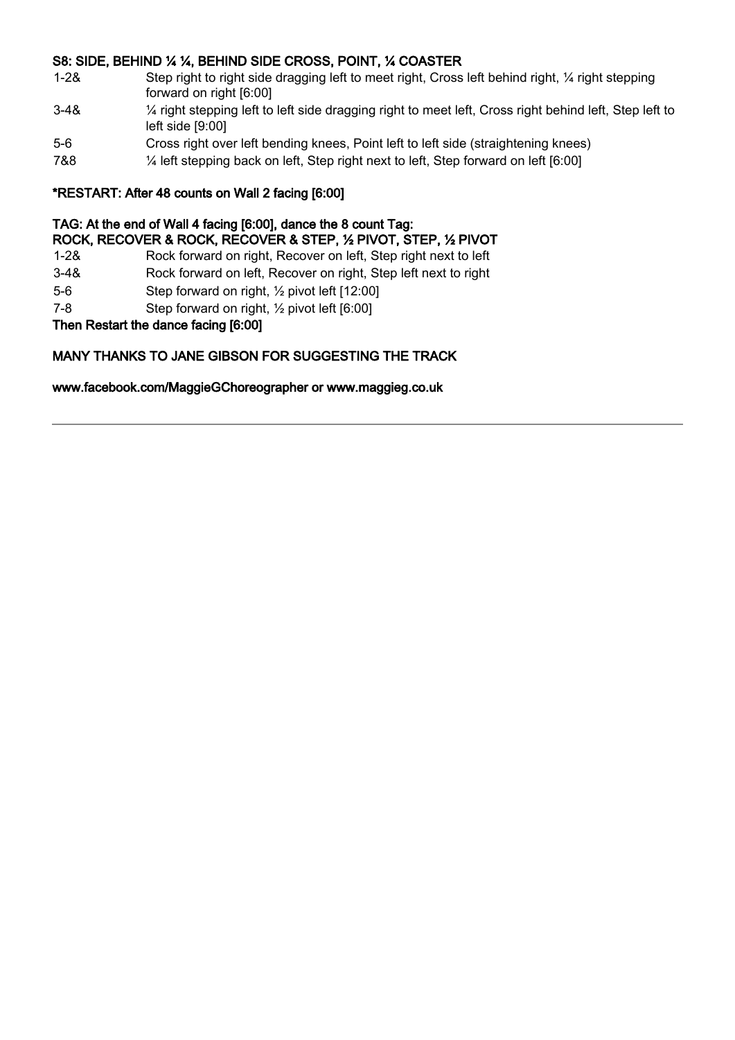**S8: SIDE, BEHIND ¼ ¼, BEHIND SIDE CROSS, POINT, ¼ COASTER**

| | |
|---|---|
| 1-2& | Step right to right side dragging left to meet right, Cross left behind right, ¼ right stepping forward on right [6:00] |
| 3-4& | ¼ right stepping left to left side dragging right to meet left, Cross right behind left, Step left to left side [9:00] |
| 5-6 | Cross right over left bending knees, Point left to left side (straightening knees) |
| 7&8 | ¼ left stepping back on left, Step right next to left, Step forward on left [6:00] |

**\*RESTART: After 48 counts on Wall 2 facing [6:00]**

**TAG: At the end of Wall 4 facing [6:00], dance the 8 count Tag:**
**ROCK, RECOVER & ROCK, RECOVER & STEP, ½ PIVOT, STEP, ½ PIVOT**

| | |
|---|---|
| 1-2& | Rock forward on right, Recover on left, Step right next to left |
| 3-4& | Rock forward on left, Recover on right, Step left next to right |
| 5-6 | Step forward on right, ½ pivot left [12:00] |
| 7-8 | Step forward on right, ½ pivot left [6:00] |

**Then Restart the dance facing [6:00]**

**MANY THANKS TO JANE GIBSON FOR SUGGESTING THE TRACK**

**www.facebook.com/MaggieGChoreographer or www.maggieg.co.uk**